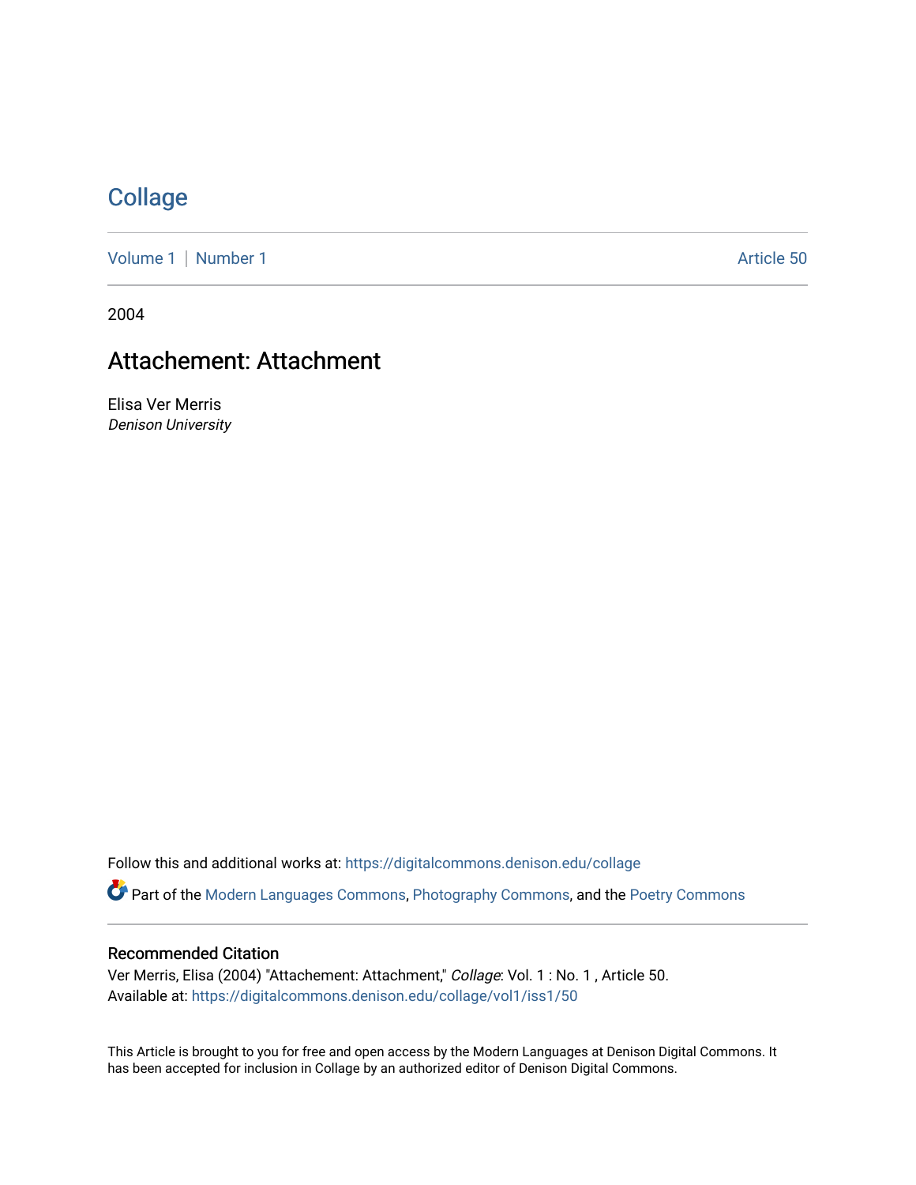# Collage

Volume 1 | Number 1 Article 50

2004

## Attachement: Attachment

Elisa Ver Merris
*Denison University*

Follow this and additional works at: https://digitalcommons.denison.edu/collage

Part of the Modern Languages Commons, Photography Commons, and the Poetry Commons

### Recommended Citation

Ver Merris, Elisa (2004) "Attachement: Attachment," *Collage*: Vol. 1 : No. 1 , Article 50.
Available at: https://digitalcommons.denison.edu/collage/vol1/iss1/50

This Article is brought to you for free and open access by the Modern Languages at Denison Digital Commons. It has been accepted for inclusion in Collage by an authorized editor of Denison Digital Commons.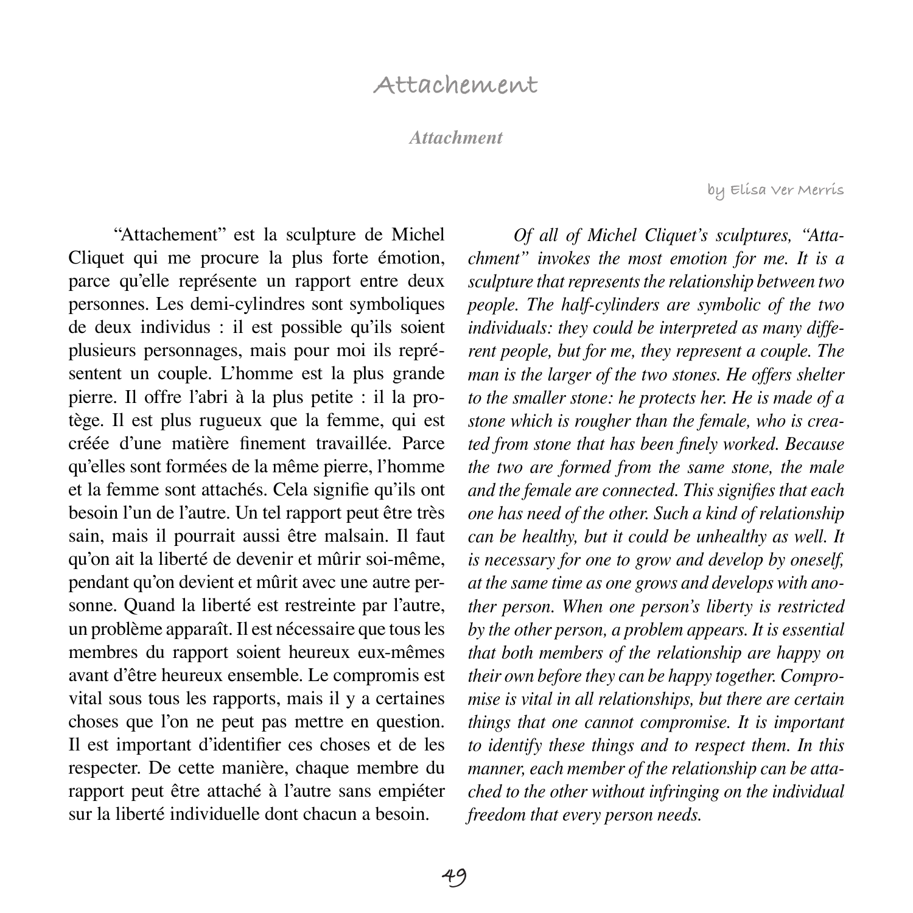# Attachement

### *Attachment*

by Elisa Ver Merris

"Attachement" est la sculpture de Michel Cliquet qui me procure la plus forte émotion, parce qu'elle représente un rapport entre deux personnes. Les demi-cylindres sont symboliques de deux individus : il est possible qu'ils soient plusieurs personnages, mais pour moi ils représentent un couple. L'homme est la plus grande pierre. Il offre l'abri à la plus petite : il la protège. Il est plus rugueux que la femme, qui est créée d'une matière finement travaillée. Parce qu'elles sont formées de la même pierre, l'homme et la femme sont attachés. Cela signifie qu'ils ont besoin l'un de l'autre. Un tel rapport peut être très sain, mais il pourrait aussi être malsain. Il faut qu'on ait la liberté de devenir et mûrir soi-même, pendant qu'on devient et mûrit avec une autre personne. Quand la liberté est restreinte par l'autre, un problème apparaît. Il est nécessaire que tous les membres du rapport soient heureux eux-mêmes avant d'être heureux ensemble. Le compromis est vital sous tous les rapports, mais il y a certaines choses que l'on ne peut pas mettre en question. Il est important d'identifier ces choses et de les respecter. De cette manière, chaque membre du rapport peut être attaché à l'autre sans empiéter sur la liberté individuelle dont chacun a besoin.

*Of all of Michel Cliquet's sculptures, "Attachment" invokes the most emotion for me. It is a sculpture that represents the relationship between two people. The half-cylinders are symbolic of the two individuals: they could be interpreted as many different people, but for me, they represent a couple. The man is the larger of the two stones. He offers shelter to the smaller stone: he protects her. He is made of a stone which is rougher than the female, who is created from stone that has been finely worked. Because the two are formed from the same stone, the male and the female are connected. This signifies that each one has need of the other. Such a kind of relationship can be healthy, but it could be unhealthy as well. It is necessary for one to grow and develop by oneself, at the same time as one grows and develops with another person. When one person's liberty is restricted by the other person, a problem appears. It is essential that both members of the relationship are happy on their own before they can be happy together. Compromise is vital in all relationships, but there are certain things that one cannot compromise. It is important to identify these things and to respect them. In this manner, each member of the relationship can be attached to the other without infringing on the individual freedom that every person needs.*